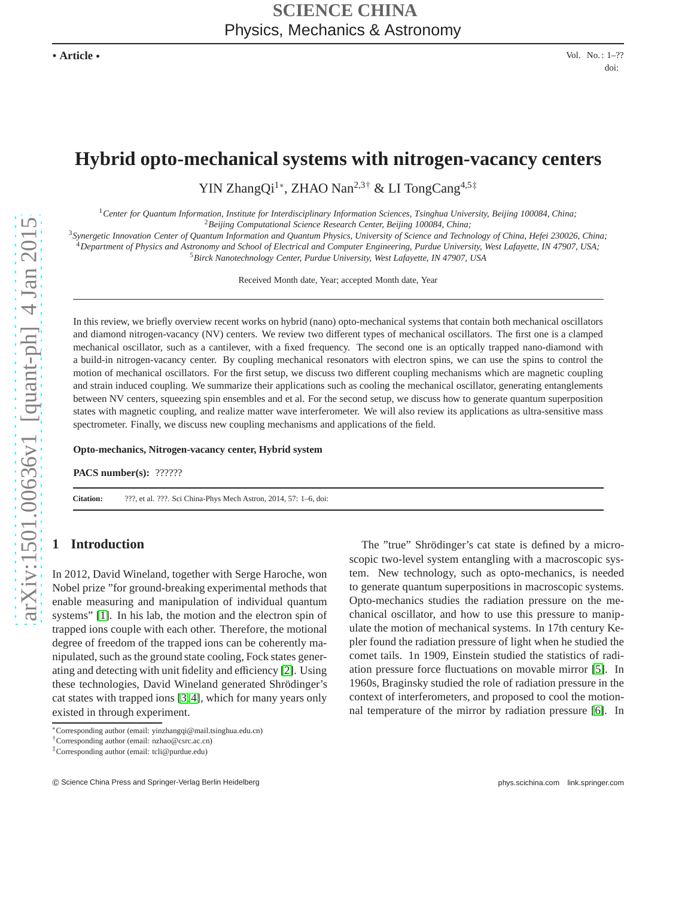# Hybrid opto-mechanical systems with nitrogen-vacancy centers

YIN ZhangQi[1*], ZHAO Nan[2,3†] & LI TongCang[4,5‡]

[1]*Center for Quantum Information, Institute for Interdisciplinary Information Sciences, Tsinghua University, Beijing 100084, China;*
[2]*Beijing Computational Science Research Center, Beijing 100084, China;*
[3]*Synergetic Innovation Center of Quantum Information and Quantum Physics, University of Science and Technology of China, Hefei 230026, China;*
[4]*Department of Physics and Astronomy and School of Electrical and Computer Engineering, Purdue University, West Lafayette, IN 47907, USA;*
[5]*Birck Nanotechnology Center, Purdue University, West Lafayette, IN 47907, USA*

Received Month date, Year; accepted Month date, Year

In this review, we briefly overview recent works on hybrid (nano) opto-mechanical systems that contain both mechanical oscillators and diamond nitrogen-vacancy (NV) centers. We review two different types of mechanical oscillators. The first one is a clamped mechanical oscillator, such as a cantilever, with a fixed frequency. The second one is an optically trapped nano-diamond with a build-in nitrogen-vacancy center. By coupling mechanical resonators with electron spins, we can use the spins to control the motion of mechanical oscillators. For the first setup, we discuss two different coupling mechanisms which are magnetic coupling and strain induced coupling. We summarize their applications such as cooling the mechanical oscillator, generating entanglements between NV centers, squeezing spin ensembles and et al. For the second setup, we discuss how to generate quantum superposition states with magnetic coupling, and realize matter wave interferometer. We will also review its applications as ultra-sensitive mass spectrometer. Finally, we discuss new coupling mechanisms and applications of the field.

**Opto-mechanics, Nitrogen-vacancy center, Hybrid system**

**PACS number(s):** ??????

**Citation:** ???, et al. ???. Sci China-Phys Mech Astron, 2014, 57: 1–6, doi:

## 1 Introduction

In 2012, David Wineland, together with Serge Haroche, won Nobel prize "for ground-breaking experimental methods that enable measuring and manipulation of individual quantum systems" [1]. In his lab, the motion and the electron spin of trapped ions couple with each other. Therefore, the motional degree of freedom of the trapped ions can be coherently manipulated, such as the ground state cooling, Fock states generating and detecting with unit fidelity and efficiency [2]. Using these technologies, David Wineland generated Shrödinger's cat states with trapped ions [3,4], which for many years only existed in through experiment.

The "true" Shrödinger's cat state is defined by a microscopic two-level system entangling with a macroscopic system. New technology, such as opto-mechanics, is needed to generate quantum superpositions in macroscopic systems. Opto-mechanics studies the radiation pressure on the mechanical oscillator, and how to use this pressure to manipulate the motion of mechanical systems. In 17th century Kepler found the radiation pressure of light when he studied the comet tails. 1n 1909, Einstein studied the statistics of radiation pressure force fluctuations on movable mirror [5]. In 1960s, Braginsky studied the role of radiation pressure in the context of interferometers, and proposed to cool the motionnal temperature of the mirror by radiation pressure [6]. In

*Corresponding author (email: yinzhangqi@mail.tsinghua.edu.cn)
†Corresponding author (email: nzhao@csrc.ac.cn)
‡Corresponding author (email: tcli@purdue.edu)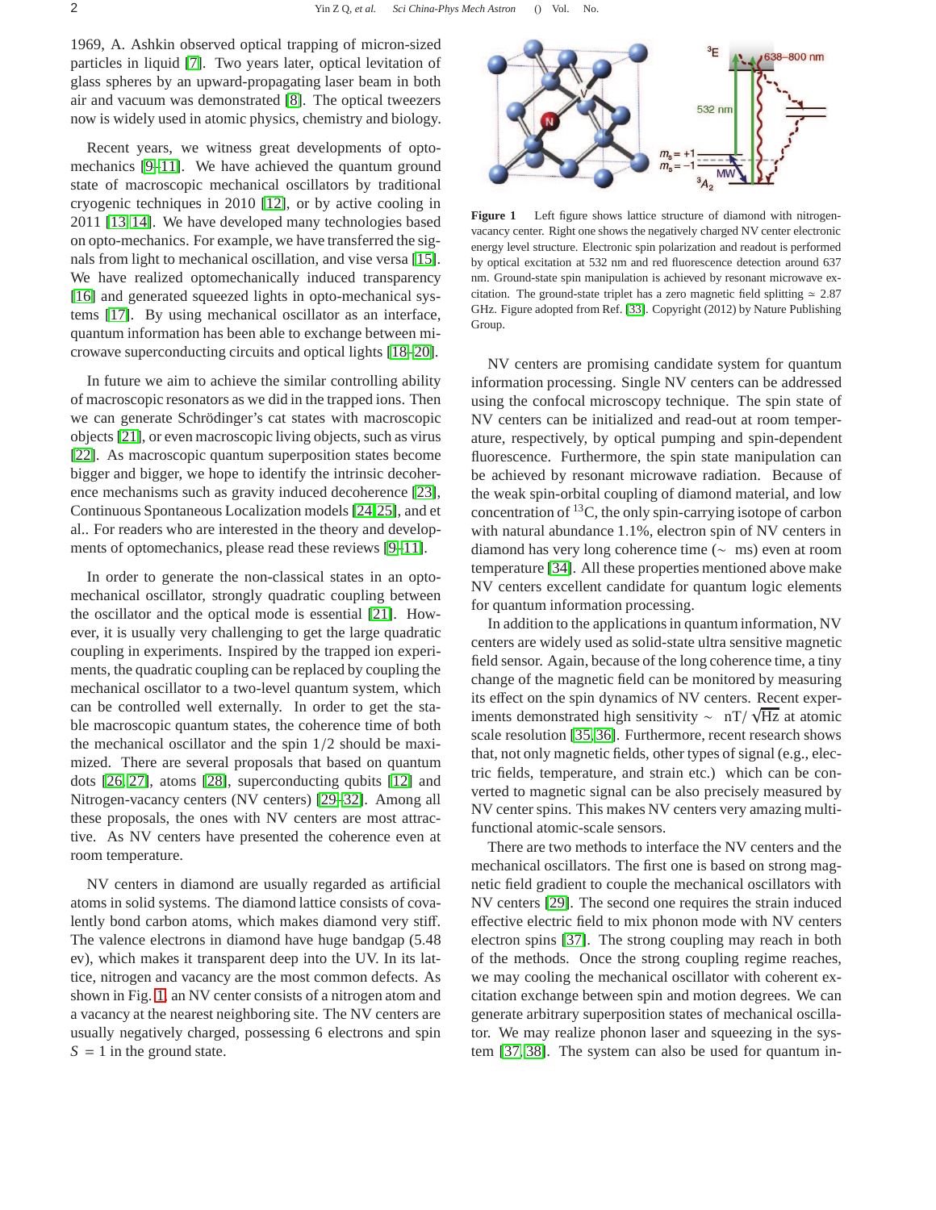1969, A. Ashkin observed optical trapping of micron-sized particles in liquid [7]. Two years later, optical levitation of glass spheres by an upward-propagating laser beam in both air and vacuum was demonstrated [8]. The optical tweezers now is widely used in atomic physics, chemistry and biology.

Recent years, we witness great developments of opto-mechanics [9–11]. We have achieved the quantum ground state of macroscopic mechanical oscillators by traditional cryogenic techniques in 2010 [12], or by active cooling in 2011 [13, 14]. We have developed many technologies based on opto-mechanics. For example, we have transferred the signals from light to mechanical oscillation, and vise versa [15]. We have realized optomechanically induced transparency [16] and generated squeezed lights in opto-mechanical systems [17]. By using mechanical oscillator as an interface, quantum information has been able to exchange between microwave superconducting circuits and optical lights [18–20].

In future we aim to achieve the similar controlling ability of macroscopic resonators as we did in the trapped ions. Then we can generate Schrödinger's cat states with macroscopic objects [21], or even macroscopic living objects, such as virus [22]. As macroscopic quantum superposition states become bigger and bigger, we hope to identify the intrinsic decoherence mechanisms such as gravity induced decoherence [23], Continuous Spontaneous Localization models [24, 25], and et al.. For readers who are interested in the theory and developments of optomechanics, please read these reviews [9–11].

In order to generate the non-classical states in an opto-mechanical oscillator, strongly quadratic coupling between the oscillator and the optical mode is essential [21]. However, it is usually very challenging to get the large quadratic coupling in experiments. Inspired by the trapped ion experiments, the quadratic coupling can be replaced by coupling the mechanical oscillator to a two-level quantum system, which can be controlled well externally. In order to get the stable macroscopic quantum states, the coherence time of both the mechanical oscillator and the spin $1/2$ should be maximized. There are several proposals that based on quantum dots [26, 27], atoms [28], superconducting qubits [12] and Nitrogen-vacancy centers (NV centers) [29–32]. Among all these proposals, the ones with NV centers are most attractive. As NV centers have presented the coherence even at room temperature.

NV centers in diamond are usually regarded as artificial atoms in solid systems. The diamond lattice consists of covalently bond carbon atoms, which makes diamond very stiff. The valence electrons in diamond have huge bandgap (5.48 ev), which makes it transparent deep into the UV. In its lattice, nitrogen and vacancy are the most common defects. As shown in Fig. 1, an NV center consists of a nitrogen atom and a vacancy at the nearest neighboring site. The NV centers are usually negatively charged, possessing 6 electrons and spin $S = 1$ in the ground state.

**Figure 1** Left figure shows lattice structure of diamond with nitrogen-vacancy center. Right one shows the negatively charged NV center electronic energy level structure. Electronic spin polarization and readout is performed by optical excitation at 532 nm and red fluorescence detection around 637 nm. Ground-state spin manipulation is achieved by resonant microwave excitation. The ground-state triplet has a zero magnetic field splitting $\simeq 2.87$ GHz. Figure adopted from Ref. [33]. Copyright (2012) by Nature Publishing Group.

NV centers are promising candidate system for quantum information processing. Single NV centers can be addressed using the confocal microscopy technique. The spin state of NV centers can be initialized and read-out at room temperature, respectively, by optical pumping and spin-dependent fluorescence. Furthermore, the spin state manipulation can be achieved by resonant microwave radiation. Because of the weak spin-orbital coupling of diamond material, and low concentration of $^{13}$C, the only spin-carrying isotope of carbon with natural abundance 1.1%, electron spin of NV centers in diamond has very long coherence time ($\sim$ ms) even at room temperature [34]. All these properties mentioned above make NV centers excellent candidate for quantum logic elements for quantum information processing.

In addition to the applications in quantum information, NV centers are widely used as solid-state ultra sensitive magnetic field sensor. Again, because of the long coherence time, a tiny change of the magnetic field can be monitored by measuring its effect on the spin dynamics of NV centers. Recent experiments demonstrated high sensitivity $\sim$ nT/$\sqrt{\text{Hz}}$ at atomic scale resolution [35, 36]. Furthermore, recent research shows that, not only magnetic fields, other types of signal (e.g., electric fields, temperature, and strain etc.) which can be converted to magnetic signal can be also precisely measured by NV center spins. This makes NV centers very amazing multi-functional atomic-scale sensors.

There are two methods to interface the NV centers and the mechanical oscillators. The first one is based on strong magnetic field gradient to couple the mechanical oscillators with NV centers [29]. The second one requires the strain induced effective electric field to mix phonon mode with NV centers electron spins [37]. The strong coupling may reach in both of the methods. Once the strong coupling regime reaches, we may cooling the mechanical oscillator with coherent excitation exchange between spin and motion degrees. We can generate arbitrary superposition states of mechanical oscillator. We may realize phonon laser and squeezing in the system [37, 38]. The system can also be used for quantum in-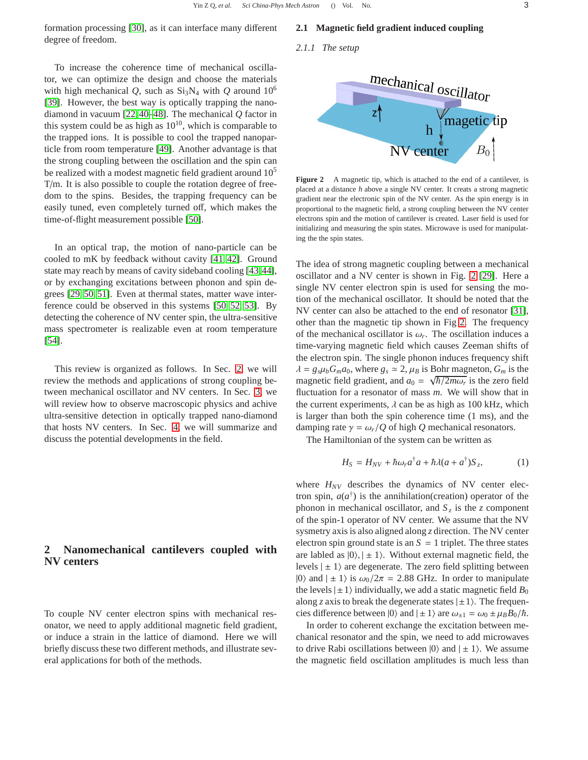formation processing [30], as it can interface many different degree of freedom.

To increase the coherence time of mechanical oscillator, we can optimize the design and choose the materials with high mechanical $Q$, such as $Si_3N_4$ with $Q$ around $10^6$ [39]. However, the best way is optically trapping the nanodiamond in vacuum [22, 40–48]. The mechanical $Q$ factor in this system could be as high as $10^{10}$, which is comparable to the trapped ions. It is possible to cool the trapped nanoparticle from room temperature [49]. Another advantage is that the strong coupling between the oscillation and the spin can be realized with a modest magnetic field gradient around $10^5$ T/m. It is also possible to couple the rotation degree of freedom to the spins. Besides, the trapping frequency can be easily tuned, even completely turned off, which makes the time-of-flight measurement possible [50].

In an optical trap, the motion of nano-particle can be cooled to mK by feedback without cavity [41, 42]. Ground state may reach by means of cavity sideband cooling [43, 44], or by exchanging excitations between phonon and spin degrees [29, 50, 51]. Even at thermal states, matter wave interference could be observed in this systems [50, 52, 53]. By detecting the coherence of NV center spin, the ultra-sensitive mass spectrometer is realizable even at room temperature [54].

This review is organized as follows. In Sec. 2, we will review the methods and applications of strong coupling between mechanical oscillator and NV centers. In Sec. 3, we will review how to observe macroscopic physics and achive ultra-sensitive detection in optically trapped nano-diamond that hosts NV centers. In Sec. 4, we will summarize and discuss the potential developments in the field.

## 2 Nanomechanical cantilevers coupled with NV centers

To couple NV center electron spins with mechanical resonator, we need to apply additional magnetic field gradient, or induce a strain in the lattice of diamond. Here we will briefly discuss these two different methods, and illustrate several applications for both of the methods.

### 2.1 Magnetic field gradient induced coupling

#### 2.1.1 The setup

**Figure 2** A magnetic tip, which is attached to the end of a cantilever, is placed at a distance $h$ above a single NV center. It creats a strong magnetic gradient near the electronic spin of the NV center. As the spin energy is in proportional to the magnetic field, a strong coupling between the NV center electrons spin and the motion of cantilever is created. Laser field is used for initializing and measuring the spin states. Microwave is used for manipulating the the spin states.

The idea of strong magnetic coupling between a mechanical oscillator and a NV center is shown in Fig. 2 [29]. Here a single NV center electron spin is used for sensing the motion of the mechanical oscillator. It should be noted that the NV center can also be attached to the end of resonator [31], other than the magnetic tip shown in Fig 2. The frequency of the mechanical oscillator is $\omega_r$. The oscillation induces a time-varying magnetic field which causes Zeeman shifts of the electron spin. The single phonon induces frequency shift $\lambda = g_s \mu_b G_m a_0$, where $g_s \simeq 2$, $\mu_B$ is Bohr magneton, $G_m$ is the magnetic field gradient, and $a_0 = \sqrt{\hbar/2m\omega_r}$ is the zero field fluctuation for a resonator of mass $m$. We will show that in the current experiments, $\lambda$ can be as high as 100 kHz, which is larger than both the spin coherence time (1 ms), and the damping rate $\gamma = \omega_r/Q$ of high $Q$ mechanical resonators.

The Hamiltonian of the system can be written as

$$H_S = H_{NV} + \hbar\omega_r a^\dagger a + \hbar\lambda(a + a^\dagger)S_z, \tag{1}$$

where $H_{NV}$ describes the dynamics of NV center electron spin, $a(a^\dagger)$ is the annihilation(creation) operator of the phonon in mechanical oscillator, and $S_z$ is the $z$ component of the spin-1 operator of NV center. We assume that the NV sysmetry axis is also aligned along $z$ direction. The NV center electron spin ground state is an $S = 1$ triplet. The three states are labled as $|0\rangle, |\pm 1\rangle$. Without external magnetic field, the levels $|\pm 1\rangle$ are degenerate. The zero field splitting between $|0\rangle$ and $|\pm 1\rangle$ is $\omega_0/2\pi = 2.88$ GHz. In order to manipulate the levels $|\pm 1\rangle$ individually, we add a static magnetic field $B_0$ along $z$ axis to break the degenerate states $|\pm 1\rangle$. The frequencies difference between $|0\rangle$ and $|\pm 1\rangle$ are $\omega_{\pm 1} = \omega_0 \pm \mu_B B_0/\hbar$.

In order to coherent exchange the excitation between mechanical resonator and the spin, we need to add microwaves to drive Rabi oscillations between $|0\rangle$ and $|\pm 1\rangle$. We assume the magnetic field oscillation amplitudes is much less than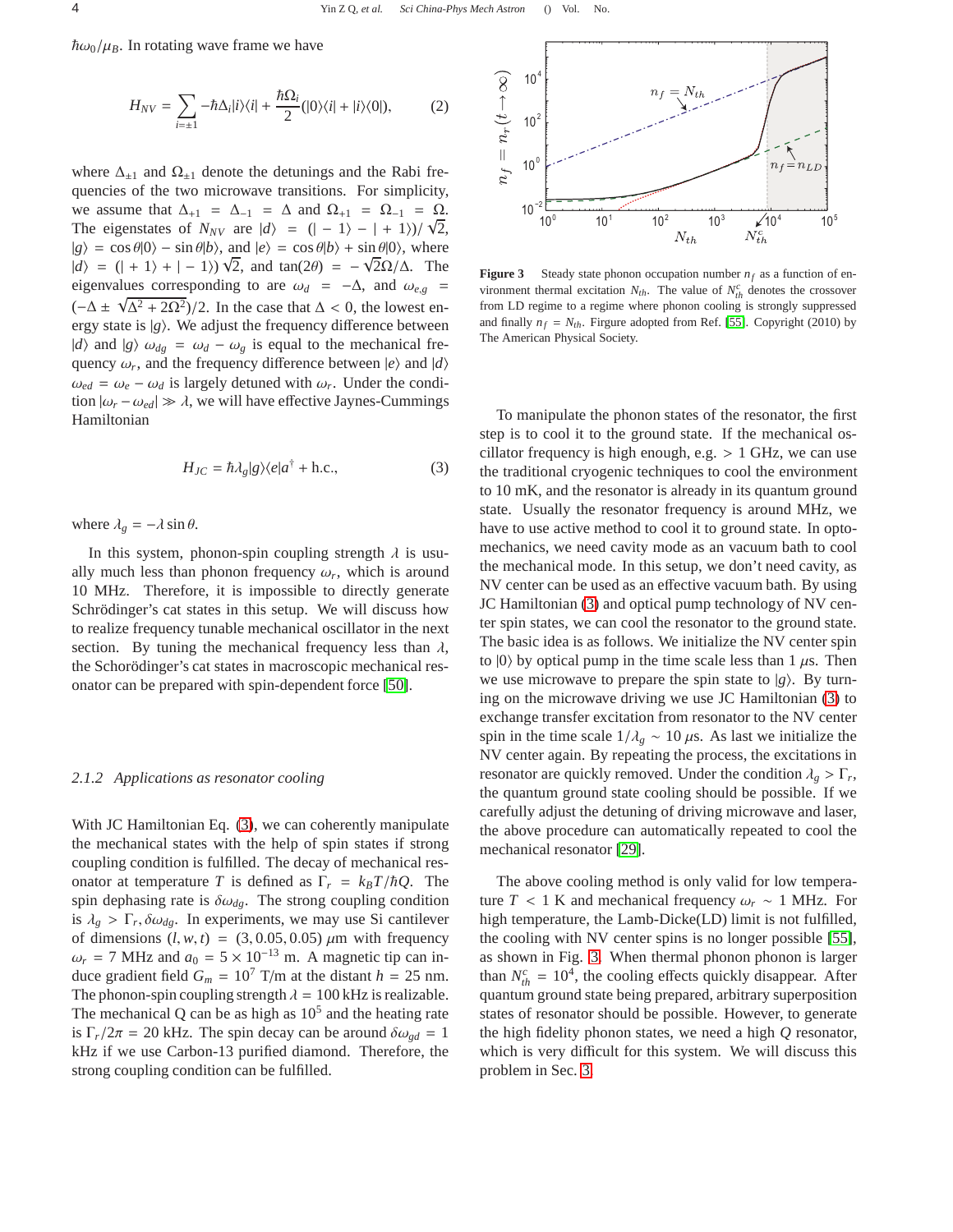$\hbar\omega_0/\mu_B$. In rotating wave frame we have

$$H_{NV} = \sum_{i=\pm 1} -\hbar\Delta_i |i\rangle\langle i| + \frac{\hbar\Omega_i}{2}(|0\rangle\langle i| + |i\rangle\langle 0|), \tag{2}$$

where $\Delta_{\pm 1}$ and $\Omega_{\pm 1}$ denote the detunings and the Rabi frequencies of the two microwave transitions. For simplicity, we assume that $\Delta_{+1} = \Delta_{-1} = \Delta$ and $\Omega_{+1} = \Omega_{-1} = \Omega$. The eigenstates of $N_{NV}$ are $|d\rangle = (|-1\rangle - |+1\rangle)/\sqrt{2}$, $|g\rangle = \cos\theta|0\rangle - \sin\theta|b\rangle$, and $|e\rangle = \cos\theta|b\rangle + \sin\theta|0\rangle$, where $|d\rangle = (|+1\rangle + |-1\rangle)\sqrt{2}$, and $\tan(2\theta) = -\sqrt{2}\Omega/\Delta$. The eigenvalues corresponding to are $\omega_d = -\Delta$, and $\omega_{e,g} = (-\Delta \pm \sqrt{\Delta^2 + 2\Omega^2})/2$. In the case that $\Delta < 0$, the lowest energy state is $|g\rangle$. We adjust the frequency difference between $|d\rangle$ and $|g\rangle$ $\omega_{dg} = \omega_d - \omega_g$ is equal to the mechanical frequency $\omega_r$, and the frequency difference between $|e\rangle$ and $|d\rangle$ $\omega_{ed} = \omega_e - \omega_d$ is largely detuned with $\omega_r$. Under the condition $|\omega_r - \omega_{ed}| \gg \lambda$, we will have effective Jaynes-Cummings Hamiltonian

$$H_{JC} = \hbar\lambda_g |g\rangle\langle e| a^\dagger + \text{h.c.}, \tag{3}$$

where $\lambda_g = -\lambda\sin\theta$.

In this system, phonon-spin coupling strength $\lambda$ is usually much less than phonon frequency $\omega_r$, which is around 10 MHz. Therefore, it is impossible to directly generate Schrödinger's cat states in this setup. We will discuss how to realize frequency tunable mechanical oscillator in the next section. By tuning the mechanical frequency less than $\lambda$, the Schorödinger's cat states in macroscopic mechanical resonator can be prepared with spin-dependent force [50].

### 2.1.2 Applications as resonator cooling

With JC Hamiltonian Eq. (3), we can coherently manipulate the mechanical states with the help of spin states if strong coupling condition is fulfilled. The decay of mechanical resonator at temperature $T$ is defined as $\Gamma_r = k_B T/\hbar Q$. The spin dephasing rate is $\delta\omega_{dg}$. The strong coupling condition is $\lambda_g > \Gamma_r, \delta\omega_{dg}$. In experiments, we may use Si cantilever of dimensions $(l, w, t) = (3, 0.05, 0.05)$ $\mu$m with frequency $\omega_r = 7$ MHz and $a_0 = 5\times 10^{-13}$ m. A magnetic tip can induce gradient field $G_m = 10^7$ T/m at the distant $h = 25$ nm. The phonon-spin coupling strength $\lambda = 100$ kHz is realizable. The mechanical Q can be as high as $10^5$ and the heating rate is $\Gamma_r/2\pi = 20$ kHz. The spin decay can be around $\delta\omega_{gd} = 1$ kHz if we use Carbon-13 purified diamond. Therefore, the strong coupling condition can be fulfilled.

**Figure 3** Steady state phonon occupation number $n_f$ as a function of environment thermal excitation $N_{th}$. The value of $N_{th}^c$ denotes the crossover from LD regime to a regime where phonon cooling is strongly suppressed and finally $n_f = N_{th}$. Figure adopted from Ref. [55]. Copyright (2010) by The American Physical Society.

To manipulate the phonon states of the resonator, the first step is to cool it to the ground state. If the mechanical oscillator frequency is high enough, e.g. $> 1$ GHz, we can use the traditional cryogenic techniques to cool the environment to 10 mK, and the resonator is already in its quantum ground state. Usually the resonator frequency is around MHz, we have to use active method to cool it to ground state. In optomechanics, we need cavity mode as an vacuum bath to cool the mechanical mode. In this setup, we don't need cavity, as NV center can be used as an effective vacuum bath. By using JC Hamiltonian (3) and optical pump technology of NV center spin states, we can cool the resonator to the ground state. The basic idea is as follows. We initialize the NV center spin to $|0\rangle$ by optical pump in the time scale less than 1 $\mu$s. Then we use microwave to prepare the spin state to $|g\rangle$. By turning on the microwave driving we use JC Hamiltonian (3) to exchange transfer excitation from resonator to the NV center spin in the time scale $1/\lambda_g \sim 10$ $\mu$s. As last we initialize the NV center again. By repeating the process, the excitations in resonator are quickly removed. Under the condition $\lambda_g > \Gamma_r$, the quantum ground state cooling should be possible. If we carefully adjust the detuning of driving microwave and laser, the above procedure can automatically repeated to cool the mechanical resonator [29].

The above cooling method is only valid for low temperature $T < 1$ K and mechanical frequency $\omega_r \sim 1$ MHz. For high temperature, the Lamb-Dicke(LD) limit is not fulfilled, the cooling with NV center spins is no longer possible [55], as shown in Fig. 3. When thermal phonon phonon is larger than $N_{th}^c = 10^4$, the cooling effects quickly disappear. After quantum ground state being prepared, arbitrary superposition states of resonator should be possible. However, to generate the high fidelity phonon states, we need a high $Q$ resonator, which is very difficult for this system. We will discuss this problem in Sec. 3.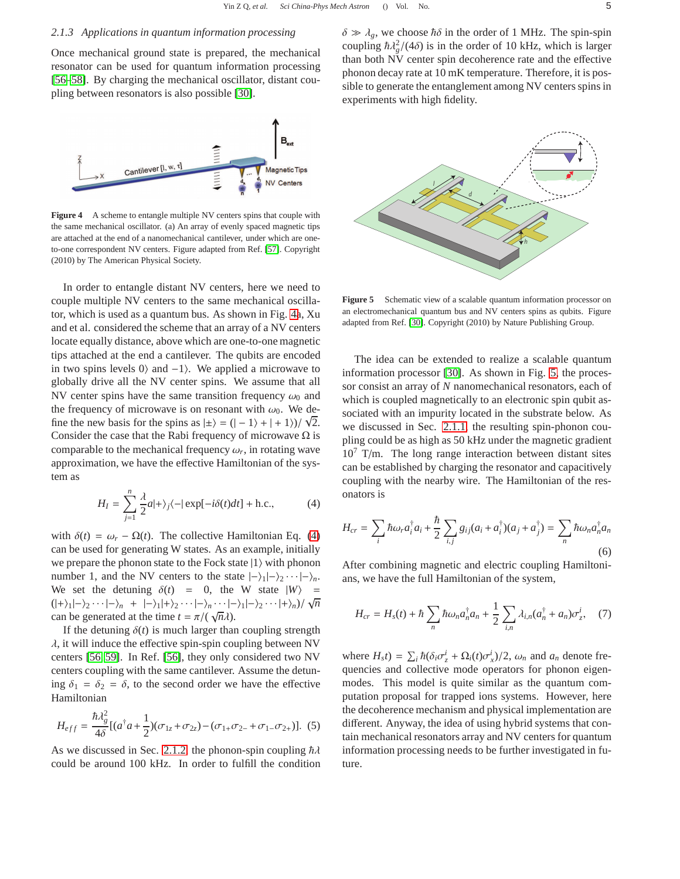### 2.1.3 Applications in quantum information processing

Once mechanical ground state is prepared, the mechanical resonator can be used for quantum information processing [56–58]. By charging the mechanical oscillator, distant coupling between resonators is also possible [30].

**Figure 4** A scheme to entangle multiple NV centers spins that couple with the same mechanical oscillator. (a) An array of evenly spaced magnetic tips are attached at the end of a nanomechanical cantilever, under which are one-to-one correspondent NV centers. Figure adapted from Ref. [57]. Copyright (2010) by The American Physical Society.

In order to entangle distant NV centers, here we need to couple multiple NV centers to the same mechanical oscillator, which is used as a quantum bus. As shown in Fig. 4a, Xu and et al. considered the scheme that an array of a NV centers locate equally distance, above which are one-to-one magnetic tips attached at the end of a cantilever. The qubits are encoded in two spins levels $0\rangle$ and $-1\rangle$. We applied a microwave to globally drive all the NV center spins. We assume that all NV center spins have the same transition frequency $\omega_0$ and the frequency of microwave is on resonant with $\omega_0$. We define the new basis for the spins as $|\pm\rangle = (|-1\rangle + |+1\rangle)/\sqrt{2}$. Consider the case that the Rabi frequency of microwave $\Omega$ is comparable to the mechanical frequency $\omega_r$, in rotating wave approximation, we have the effective Hamiltonian of the system as

$$H_I = \sum_{j=1}^{n} \frac{\lambda}{2} a|+\rangle_j\langle -| \exp[-i\delta(t)dt] + \text{h.c.}, \tag{4}$$

with $\delta(t) = \omega_r - \Omega(t)$. The collective Hamiltonian Eq. (4) can be used for generating W states. As an example, initially we prepare the phonon state to the Fock state $|1\rangle$ with phonon number 1, and the NV centers to the state $|-\rangle_1|-\rangle_2\cdots|-\rangle_n$. We set the detuning $\delta(t) = 0$, the W state $|W\rangle = (|+\rangle_1|-\rangle_2\cdots|-\rangle_n + |-\rangle_1|+\rangle_2\cdots|-\rangle_n\cdots|-\rangle_1|-\rangle_2\cdots|+\rangle_n)/\sqrt{n}$ can be generated at the time $t = \pi/(\sqrt{n}\lambda)$.

If the detuning $\delta(t)$ is much larger than coupling strength $\lambda$, it will induce the effective spin-spin coupling between NV centers [56, 59]. In Ref. [56], they only considered two NV centers coupling with the same cantilever. Assume the detuning $\delta_1 = \delta_2 = \delta$, to the second order we have the effective Hamiltonian

$$H_{eff} = \frac{\hbar\lambda_g^2}{4\delta}[(a^\dagger a + \frac{1}{2})(\sigma_{1z} + \sigma_{2z}) - (\sigma_{1+}\sigma_{2-} + \sigma_{1-}\sigma_{2+})]. \tag{5}$$

As we discussed in Sec. 2.1.2, the phonon-spin coupling $\hbar\lambda$ could be around 100 kHz. In order to fulfill the condition $\delta \gg \lambda_g$, we choose $\hbar\delta$ in the order of 1 MHz. The spin-spin coupling $\hbar\lambda_g^2/(4\delta)$ is in the order of 10 kHz, which is larger than both NV center spin decoherence rate and the effective phonon decay rate at 10 mK temperature. Therefore, it is possible to generate the entanglement among NV centers spins in experiments with high fidelity.

**Figure 5** Schematic view of a scalable quantum information processor on an electromechanical quantum bus and NV centers spins as qubits. Figure adapted from Ref. [30]. Copyright (2010) by Nature Publishing Group.

The idea can be extended to realize a scalable quantum information processor [30]. As shown in Fig. 5, the processor consist an array of $N$ nanomechanical resonators, each of which is coupled magnetically to an electronic spin qubit associated with an impurity located in the substrate below. As we discussed in Sec. 2.1.1, the resulting spin-phonon coupling could be as high as 50 kHz under the magnetic gradient $10^7$ T/m. The long range interaction between distant sites can be established by charging the resonator and capacitively coupling with the nearby wire. The Hamiltonian of the resonators is

$$H_{cr} = \sum_i \hbar\omega_r a_i^\dagger a_i + \frac{\hbar}{2}\sum_{i,j} g_{ij}(a_i + a_i^\dagger)(a_j + a_j^\dagger) = \sum_n \hbar\omega_n a_n^\dagger a_n \tag{6}$$

After combining magnetic and electric coupling Hamiltonians, we have the full Hamiltonian of the system,

$$H_{cr} = H_s(t) + \hbar\sum_n \hbar\omega_n a_n^\dagger a_n + \frac{1}{2}\sum_{i,n} \lambda_{i,n}(a_n^\dagger + a_n)\sigma_z^i, \tag{7}$$

where $H_s t) = \sum_i \hbar(\delta_i\sigma_z^i + \Omega_i(t)\sigma_x^i)/2$, $\omega_n$ and $a_n$ denote frequencies and collective mode operators for phonon eigenmodes. This model is quite similar as the quantum computation proposal for trapped ions systems. However, here the decoherence mechanism and physical implementation are different. Anyway, the idea of using hybrid systems that contain mechanical resonators array and NV centers for quantum information processing needs to be further investigated in future.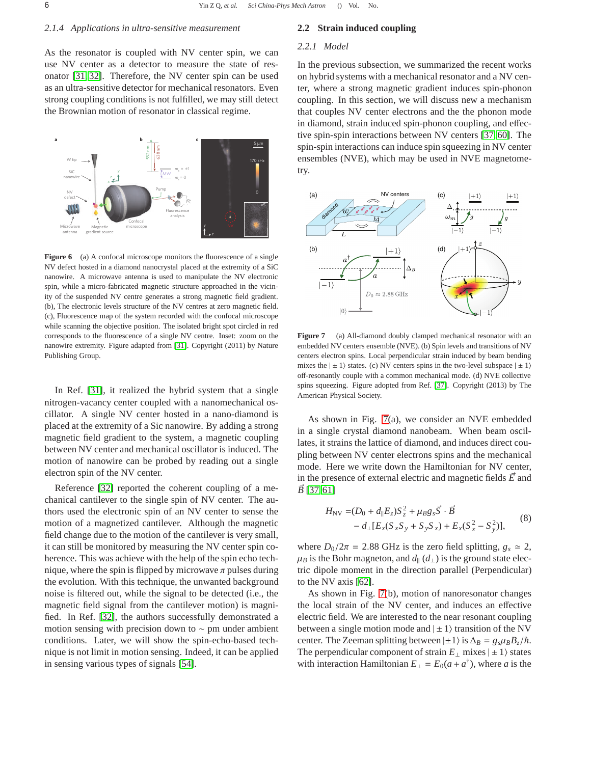### 2.1.4 Applications in ultra-sensitive measurement

As the resonator is coupled with NV center spin, we can use NV center as a detector to measure the state of resonator [31, 32]. Therefore, the NV center spin can be used as an ultra-sensitive detector for mechanical resonators. Even strong coupling conditions is not fulfilled, we may still detect the Brownian motion of resonator in classical regime.

**Figure 6** (a) A confocal microscope monitors the fluorescence of a single NV defect hosted in a diamond nanocrystal placed at the extremity of a SiC nanowire. A microwave antenna is used to manipulate the NV electronic spin, while a micro-fabricated magnetic structure approached in the vicinity of the suspended NV centre generates a strong magnetic field gradient. (b), The electronic levels structure of the NV centres at zero magnetic field. (c), Fluorescence map of the system recorded with the confocal microscope while scanning the objective position. The isolated bright spot circled in red corresponds to the fluorescence of a single NV centre. Inset: zoom on the nanowire extremity. Figure adapted from [31]. Copyright (2011) by Nature Publishing Group.

In Ref. [31], it realized the hybrid system that a single nitrogen-vacancy center coupled with a nanomechanical oscillator. A single NV center hosted in a nano-diamond is placed at the extremity of a Sic nanowire. By adding a strong magnetic field gradient to the system, a magnetic coupling between NV center and mechanical oscillator is induced. The motion of nanowire can be probed by reading out a single electron spin of the NV center.

Reference [32] reported the coherent coupling of a mechanical cantilever to the single spin of NV center. The authors used the electronic spin of an NV center to sense the motion of a magnetized cantilever. Although the magnetic field change due to the motion of the cantilever is very small, it can still be monitored by measuring the NV center spin coherence. This was achieve with the help of the spin echo technique, where the spin is flipped by microwave $\pi$ pulses during the evolution. With this technique, the unwanted background noise is filtered out, while the signal to be detected (i.e., the magnetic field signal from the cantilever motion) is magnified. In Ref. [32], the authors successfully demonstrated a motion sensing with precision down to $\sim$ pm under ambient conditions. Later, we will show the spin-echo-based technique is not limit in motion sensing. Indeed, it can be applied in sensing various types of signals [54].

## 2.2 Strain induced coupling

### 2.2.1 Model

In the previous subsection, we summarized the recent works on hybrid systems with a mechanical resonator and a NV center, where a strong magnetic gradient induces spin-phonon coupling. In this section, we will discuss new a mechanism that couples NV center electrons and the the phonon mode in diamond, strain induced spin-phonon coupling, and effective spin-spin interactions between NV centers [37, 60]. The spin-spin interactions can induce spin squeezing in NV center ensembles (NVE), which may be used in NVE magnetometry.

**Figure 7** (a) All-diamond doubly clamped mechanical resonator with an embedded NV centers ensemble (NVE). (b) Spin levels and transitions of NV centers electron spins. Local perpendicular strain induced by beam bending mixes the $|\pm 1\rangle$ states. (c) NV centers spins in the two-level subspace $|\pm 1\rangle$ off-resonantly couple with a common mechanical mode. (d) NVE collective spins squeezing. Figure adopted from Ref. [37]. Copyright (2013) by The American Physical Society.

As shown in Fig. 7(a), we consider an NVE embedded in a single crystal diamond nanobeam. When beam oscillates, it strains the lattice of diamond, and induces direct coupling between NV center electrons spins and the mechanical mode. Here we write down the Hamiltonian for NV center, in the presence of external electric and magnetic fields $\vec{E}$ and $\vec{B}$ [37, 61]

$$
\begin{aligned}
H_{\rm NV} =& (D_0 + d_{\parallel} E_z) S_z^2 + \mu_B g_s \vec{S} \cdot \vec{B} \\
& - d_{\perp}[E_x(S_x S_y + S_y S_x) + E_x(S_x^2 - S_y^2)],
\end{aligned} \tag{8}
$$

where $D_0/2\pi = 2.88$ GHz is the zero field splitting, $g_s \simeq 2$, $\mu_B$ is the Bohr magneton, and $d_{\parallel}$ ($d_{\perp}$) is the ground state electric dipole moment in the direction parallel (Perpendicular) to the NV axis [62].

As shown in Fig. 7(b), motion of nanoresonator changes the local strain of the NV center, and induces an effective electric field. We are interested to the near resonant coupling between a single motion mode and $|\pm 1\rangle$ transition of the NV center. The Zeeman splitting between $|\pm 1\rangle$ is $\Delta_B = g_s \mu_B B_z/\hbar$. The perpendicular component of strain $E_{\perp}$ mixes $|\pm 1\rangle$ states with interaction Hamiltonian $E_{\perp} = E_0(a + a^{\dagger})$, where $a$ is the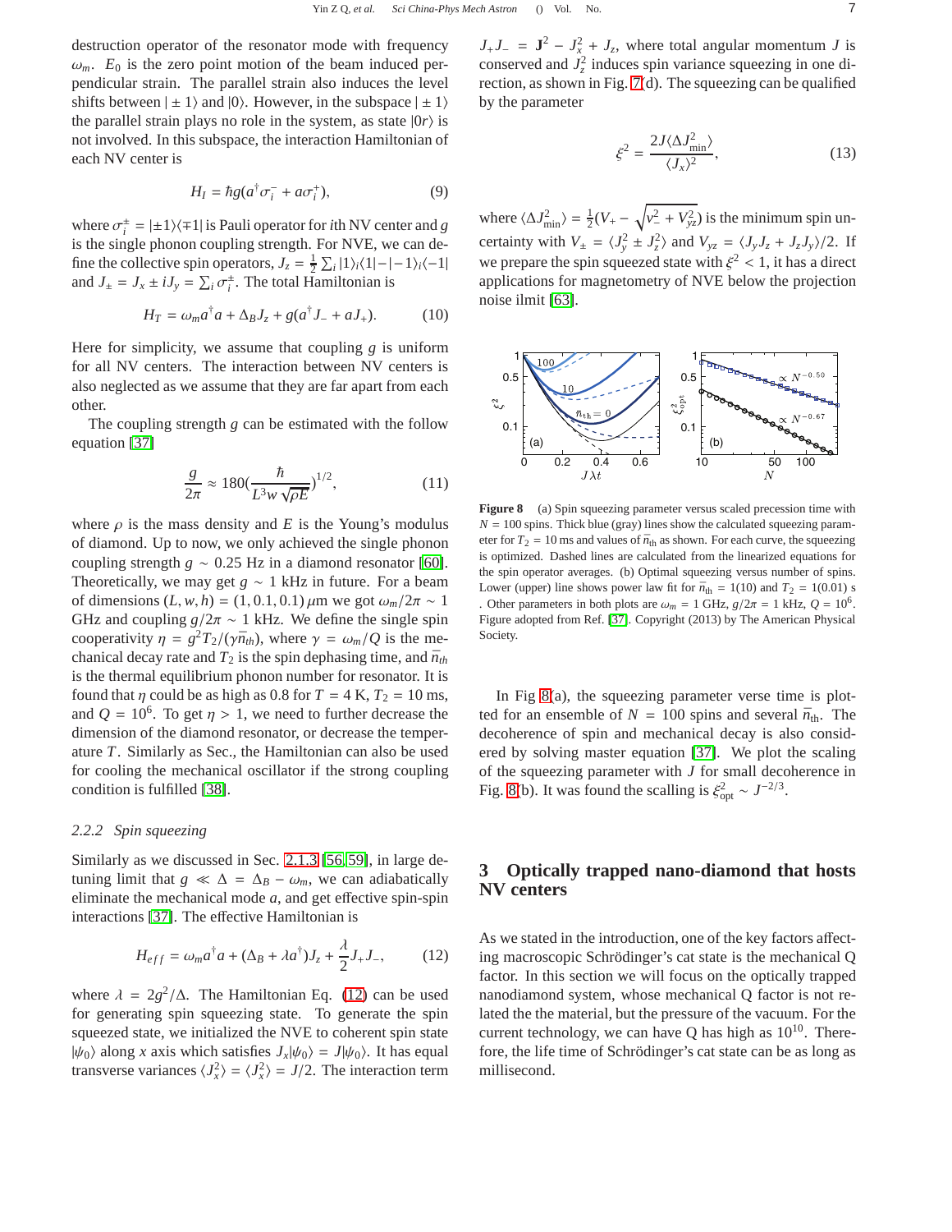destruction operator of the resonator mode with frequency $\omega_m$. $E_0$ is the zero point motion of the beam induced perpendicular strain. The parallel strain also induces the level shifts between $|\pm 1\rangle$ and $|0\rangle$. However, in the subspace $|\pm 1\rangle$ the parallel strain plays no role in the system, as state $|0r\rangle$ is not involved. In this subspace, the interaction Hamiltonian of each NV center is

$$H_I = \hbar g(a^\dagger \sigma_i^- + a\sigma_i^+), \tag{9}$$

where $\sigma_i^\pm = |\pm 1\rangle\langle\mp 1|$ is Pauli operator for $i$th NV center and $g$ is the single phonon coupling strength. For NVE, we can define the collective spin operators, $J_z = \frac{1}{2}\sum_i |1\rangle_i\langle 1| - |-1\rangle_i\langle -1|$ and $J_\pm = J_x \pm iJ_y = \sum_i \sigma_i^\pm$. The total Hamiltonian is

$$H_T = \omega_m a^\dagger a + \Delta_B J_z + g(a^\dagger J_- + aJ_+). \tag{10}$$

Here for simplicity, we assume that coupling $g$ is uniform for all NV centers. The interaction between NV centers is also neglected as we assume that they are far apart from each other.

The coupling strength $g$ can be estimated with the follow equation [37]

$$\frac{g}{2\pi} \approx 180\left(\frac{\hbar}{L^3 w\sqrt{\rho E}}\right)^{1/2}, \tag{11}$$

where $\rho$ is the mass density and $E$ is the Young's modulus of diamond. Up to now, we only achieved the single phonon coupling strength $g \sim 0.25$ Hz in a diamond resonator [60]. Theoretically, we may get $g \sim 1$ kHz in future. For a beam of dimensions $(L, w, h) = (1, 0.1, 0.1)\,\mu$m we got $\omega_m/2\pi \sim 1$ GHz and coupling $g/2\pi \sim 1$ kHz. We define the single spin cooperativity $\eta = g^2 T_2/(\gamma \bar{n}_{th})$, where $\gamma = \omega_m/Q$ is the mechanical decay rate and $T_2$ is the spin dephasing time, and $\bar{n}_{th}$ is the thermal equilibrium phonon number for resonator. It is found that $\eta$ could be as high as 0.8 for $T = 4$ K, $T_2 = 10$ ms, and $Q = 10^6$. To get $\eta > 1$, we need to further decrease the dimension of the diamond resonator, or decrease the temperature $T$. Similarly as Sec., the Hamiltonian can also be used for cooling the mechanical oscillator if the strong coupling condition is fulfilled [38].

### 2.2.2 Spin squeezing

Similarly as we discussed in Sec. 2.1.3 [56, 59], in large detuning limit that $g \ll \Delta = \Delta_B - \omega_m$, we can adiabatically eliminate the mechanical mode $a$, and get effective spin-spin interactions [37]. The effective Hamiltonian is

$$H_{eff} = \omega_m a^\dagger a + (\Delta_B + \lambda a^\dagger)J_z + \frac{\lambda}{2}J_+ J_-, \tag{12}$$

where $\lambda = 2g^2/\Delta$. The Hamiltonian Eq. (12) can be used for generating spin squeezing state. To generate the spin squeezed state, we initialized the NVE to coherent spin state $|\psi_0\rangle$ along $x$ axis which satisfies $J_x|\psi_0\rangle = J|\psi_0\rangle$. It has equal transverse variances $\langle J_x^2\rangle = \langle J_x^2\rangle = J/2$. The interaction term $J_+J_- = \mathbf{J}^2 - J_x^2 + J_z$, where total angular momentum $J$ is conserved and $J_z^2$ induces spin variance squeezing in one direction, as shown in Fig. 7(d). The squeezing can be qualified by the parameter

$$\xi^2 = \frac{2J\langle \Delta J^2_{\min}\rangle}{\langle J_x\rangle^2}, \tag{13}$$

where $\langle \Delta J^2_{\min}\rangle = \frac{1}{2}(V_+ - \sqrt{V_-^2 + V_{yz}^2})$ is the minimum spin uncertainty with $V_\pm = \langle J_y^2 \pm J_z^2\rangle$ and $V_{yz} = \langle J_y J_z + J_z J_y\rangle/2$. If we prepare the spin squeezed state with $\xi^2 < 1$, it has a direct applications for magnetometry of NVE below the projection noise ilmit [63].

**Figure 8** (a) Spin squeezing parameter versus scaled precession time with $N = 100$ spins. Thick blue (gray) lines show the calculated squeezing parameter for $T_2 = 10$ ms and values of $\bar{n}_{\rm th}$ as shown. For each curve, the squeezing is optimized. Dashed lines are calculated from the linearized equations for the spin operator averages. (b) Optimal squeezing versus number of spins. Lower (upper) line shows power law fit for $\bar{n}_{\rm th} = 1(10)$ and $T_2 = 1(0.01)$ s . Other parameters in both plots are $\omega_m = 1$ GHz, $g/2\pi = 1$ kHz, $Q = 10^6$. Figure adopted from Ref. [37]. Copyright (2013) by The American Physical Society.

In Fig 8(a), the squeezing parameter verse time is plotted for an ensemble of $N = 100$ spins and several $\bar{n}_{\rm th}$. The decoherence of spin and mechanical decay is also considered by solving master equation [37]. We plot the scaling of the squeezing parameter with $J$ for small decoherence in Fig. 8(b). It was found the scalling is $\xi^2_{\rm opt} \sim J^{-2/3}$.

## 3 Optically trapped nano-diamond that hosts NV centers

As we stated in the introduction, one of the key factors affecting macroscopic Schrödinger's cat state is the mechanical Q factor. In this section we will focus on the optically trapped nanodiamond system, whose mechanical Q factor is not related the the material, but the pressure of the vacuum. For the current technology, we can have Q has high as $10^{10}$. Therefore, the life time of Schrödinger's cat state can be as long as millisecond.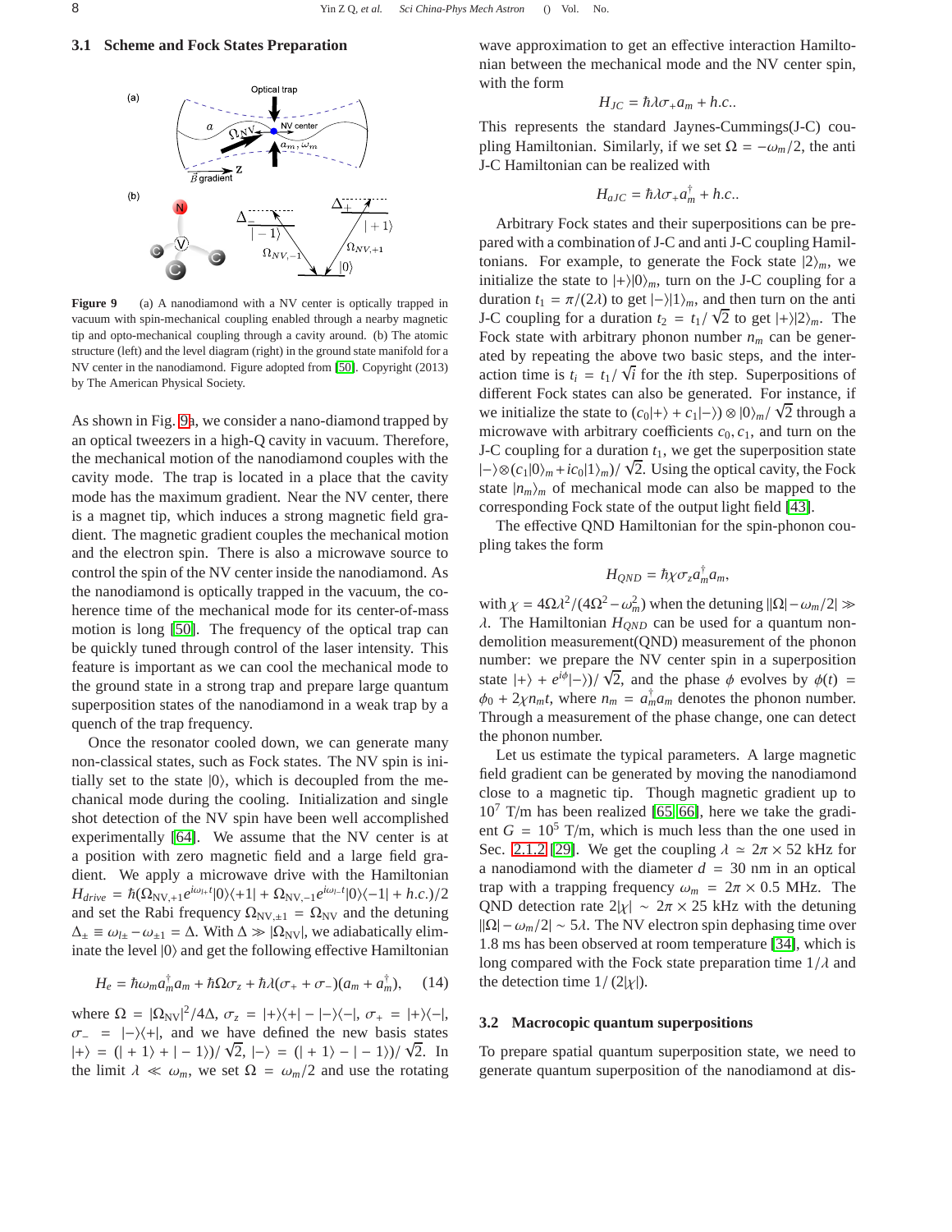### 3.1 Scheme and Fock States Preparation

Figure 9 (a) A nanodiamond with a NV center is optically trapped in vacuum with spin-mechanical coupling enabled through a nearby magnetic tip and opto-mechanical coupling through a cavity around. (b) The atomic structure (left) and the level diagram (right) in the ground state manifold for a NV center in the nanodiamond. Figure adopted from [50]. Copyright (2013) by The American Physical Society.

As shown in Fig. 9a, we consider a nano-diamond trapped by an optical tweezers in a high-Q cavity in vacuum. Therefore, the mechanical motion of the nanodiamond couples with the cavity mode. The trap is located in a place that the cavity mode has the maximum gradient. Near the NV center, there is a magnet tip, which induces a strong magnetic field gradient. The magnetic gradient couples the mechanical motion and the electron spin. There is also a microwave source to control the spin of the NV center inside the nanodiamond. As the nanodiamond is optically trapped in the vacuum, the coherence time of the mechanical mode for its center-of-mass motion is long [50]. The frequency of the optical trap can be quickly tuned through control of the laser intensity. This feature is important as we can cool the mechanical mode to the ground state in a strong trap and prepare large quantum superposition states of the nanodiamond in a weak trap by a quench of the trap frequency.

Once the resonator cooled down, we can generate many non-classical states, such as Fock states. The NV spin is initially set to the state $|0\rangle$, which is decoupled from the mechanical mode during the cooling. Initialization and single shot detection of the NV spin have been well accomplished experimentally [64]. We assume that the NV center is at a position with zero magnetic field and a large field gradient. We apply a microwave drive with the Hamiltonian $H_{drive} = \hbar(\Omega_{\mathrm{NV},+1}e^{i\omega_{l+}t}|0\rangle\langle+1| + \Omega_{\mathrm{NV},-1}e^{i\omega_{l-}t}|0\rangle\langle-1| + h.c.)/2$ and set the Rabi frequency $\Omega_{\mathrm{NV},\pm1} = \Omega_{\mathrm{NV}}$ and the detuning $\Delta_\pm \equiv \omega_{l\pm} - \omega_{\pm1} = \Delta$. With $\Delta \gg |\Omega_{\mathrm{NV}}|$, we adiabatically eliminate the level $|0\rangle$ and get the following effective Hamiltonian

$$H_e = \hbar\omega_m a_m^\dagger a_m + \hbar\Omega\sigma_z + \hbar\lambda(\sigma_+ + \sigma_-)(a_m + a_m^\dagger), \quad (14)$$

where $\Omega = |\Omega_{\mathrm{NV}}|^2/4\Delta$, $\sigma_z = |+\rangle\langle+| - |-\rangle\langle-|$, $\sigma_+ = |+\rangle\langle-|$, $\sigma_- = |-\rangle\langle+|$, and we have defined the new basis states $|+\rangle = (|+1\rangle + |-1\rangle)/\sqrt{2}$, $|-\rangle = (|+1\rangle - |-1\rangle)/\sqrt{2}$. In the limit $\lambda \ll \omega_m$, we set $\Omega = \omega_m/2$ and use the rotating wave approximation to get an effective interaction Hamiltonian between the mechanical mode and the NV center spin, with the form

$$H_{JC} = \hbar\lambda\sigma_+ a_m + h.c..$$

This represents the standard Jaynes-Cummings(J-C) coupling Hamiltonian. Similarly, if we set $\Omega = -\omega_m/2$, the anti J-C Hamiltonian can be realized with

$$H_{aJC} = \hbar\lambda\sigma_+ a_m^\dagger + h.c..$$

Arbitrary Fock states and their superpositions can be prepared with a combination of J-C and anti J-C coupling Hamiltonians. For example, to generate the Fock state $|2\rangle_m$, we initialize the state to $|+\rangle|0\rangle_m$, turn on the J-C coupling for a duration $t_1 = \pi/(2\lambda)$ to get $|-\rangle|1\rangle_m$, and then turn on the anti J-C coupling for a duration $t_2 = t_1/\sqrt{2}$ to get $|+\rangle|2\rangle_m$. The Fock state with arbitrary phonon number $n_m$ can be generated by repeating the above two basic steps, and the interaction time is $t_i = t_1/\sqrt{i}$ for the $i$th step. Superpositions of different Fock states can also be generated. For instance, if we initialize the state to $(c_0|+\rangle + c_1|-\rangle) \otimes |0\rangle_m/\sqrt{2}$ through a microwave with arbitrary coefficients $c_0, c_1$, and turn on the J-C coupling for a duration $t_1$, we get the superposition state $|-\rangle\otimes(c_1|0\rangle_m + ic_0|1\rangle_m)/\sqrt{2}$. Using the optical cavity, the Fock state $|n_m\rangle_m$ of mechanical mode can also be mapped to the corresponding Fock state of the output light field [43].

The effective QND Hamiltonian for the spin-phonon coupling takes the form

$$H_{QND} = \hbar\chi\sigma_z a_m^\dagger a_m,$$

with $\chi = 4\Omega\lambda^2/(4\Omega^2 - \omega_m^2)$ when the detuning $||\Omega| - \omega_m/2| \gg \lambda$. The Hamiltonian $H_{QND}$ can be used for a quantum non-demolition measurement(QND) measurement of the phonon number: we prepare the NV center spin in a superposition state $|+\rangle + e^{i\phi}|-\rangle)/\sqrt{2}$, and the phase $\phi$ evolves by $\phi(t) = \phi_0 + 2\chi n_m t$, where $n_m = a_m^\dagger a_m$ denotes the phonon number. Through a measurement of the phase change, one can detect the phonon number.

Let us estimate the typical parameters. A large magnetic field gradient can be generated by moving the nanodiamond close to a magnetic tip. Though magnetic gradient up to $10^7$ T/m has been realized [65, 66], here we take the gradient $G = 10^5$ T/m, which is much less than the one used in Sec. 2.1.2 [29]. We get the coupling $\lambda \simeq 2\pi \times 52$ kHz for a nanodiamond with the diameter $d = 30$ nm in an optical trap with a trapping frequency $\omega_m = 2\pi \times 0.5$ MHz. The QND detection rate $2|\chi| \sim 2\pi \times 25$ kHz with the detuning $||\Omega| - \omega_m/2| \sim 5\lambda$. The NV electron spin dephasing time over 1.8 ms has been observed at room temperature [34], which is long compared with the Fock state preparation time $1/\lambda$ and the detection time $1/(2|\chi|)$.

### 3.2 Macrocopic quantum superpositions

To prepare spatial quantum superposition state, we need to generate quantum superposition of the nanodiamond at dis-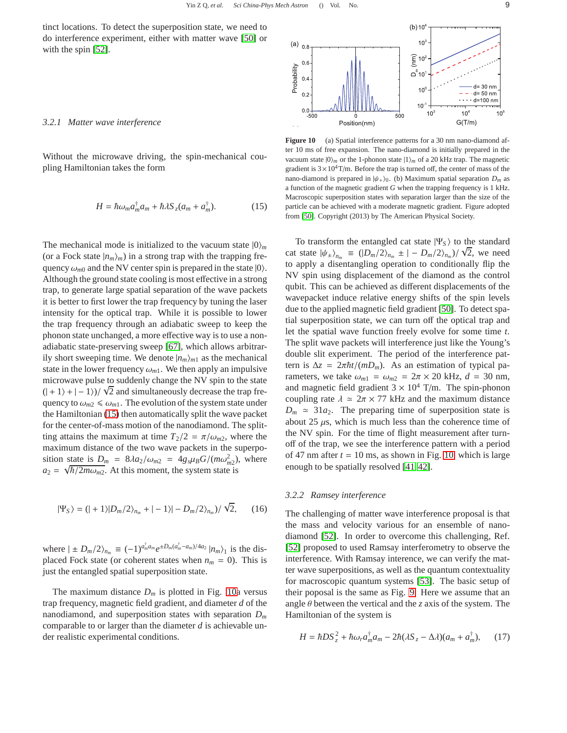tinct locations. To detect the superposition state, we need to do interference experiment, either with matter wave [50] or with the spin [52].

### 3.2.1 *Matter wave interference*

Without the microwave driving, the spin-mechanical coupling Hamiltonian takes the form

$$H = \hbar\omega_m a_m^\dagger a_m + \hbar\lambda S_z(a_m + a_m^\dagger). \tag{15}$$

The mechanical mode is initialized to the vacuum state $|0\rangle_m$ (or a Fock state $|n_m\rangle_m$) in a strong trap with the trapping frequency $\omega_{m0}$ and the NV center spin is prepared in the state $|0\rangle$. Although the ground state cooling is most effective in a strong trap, to generate large spatial separation of the wave packets it is better to first lower the trap frequency by tuning the laser intensity for the optical trap. While it is possible to lower the trap frequency through an adiabatic sweep to keep the phonon state unchanged, a more effective way is to use a non-adiabatic state-preserving sweep [67], which allows arbitrarily short sweeping time. We denote $|n_m\rangle_{m1}$ as the mechanical state in the lower frequency $\omega_{m1}$. We then apply an impulsive microwave pulse to suddenly change the NV spin to the state $(|+1\rangle + |-1\rangle)/\sqrt{2}$ and simultaneously decrease the trap frequency to $\omega_{m2} \leqslant \omega_{m1}$. The evolution of the system state under the Hamiltonian (15) then automatically split the wave packet for the center-of-mass motion of the nanodiamond. The splitting attains the maximum at time $T_2/2 = \pi/\omega_{m2}$, where the maximum distance of the two wave packets in the superposition state is $D_m = 8\lambda a_2/\omega_{m2} = 4g_s\mu_B G/(m\omega_{m2}^2)$, where $a_2 = \sqrt{\hbar/2m\omega_{m2}}$. At this moment, the system state is

$$|\Psi_S\rangle = (|+1\rangle|D_m/2\rangle_{n_m} + |-1\rangle|-D_m/2\rangle_{n_m})/\sqrt{2}, \tag{16}$$

where $|\pm D_m/2\rangle_{n_m} \equiv (-1)^{a_m^\dagger a_m} e^{\pm D_m(a_m^\dagger - a_m)/4a_2}|n_m\rangle_1$ is the displaced Fock state (or coherent states when $n_m = 0$). This is just the entangled spatial superposition state.

The maximum distance $D_m$ is plotted in Fig. 10a versus trap frequency, magnetic field gradient, and diameter $d$ of the nanodiamond, and superposition states with separation $D_m$ comparable to or larger than the diameter $d$ is achievable under realistic experimental conditions.

**Figure 10** (a) Spatial interference patterns for a 30 nm nano-diamond after 10 ms of free expansion. The nano-diamond is initially prepared in the vacuum state $|0\rangle_m$ or the 1-phonon state $|1\rangle_m$ of a 20 kHz trap. The magnetic gradient is $3\times10^4$T/m. Before the trap is turned off, the center of mass of the nano-diamond is prepared in $|\psi_+\rangle_0$. (b) Maximum spatial separation $D_m$ as a function of the magnetic gradient $G$ when the trapping frequency is 1 kHz. Macroscopic superposition states with separation larger than the size of the particle can be achieved with a moderate magnetic gradient. Figure adopted from [50]. Copyright (2013) by The American Physical Society.

To transform the entangled cat state $|\Psi_S\rangle$ to the standard cat state $|\psi_\pm\rangle_{n_m} \equiv (|D_m/2\rangle_{n_m} \pm |-D_m/2\rangle_{n_m})/\sqrt{2}$, we need to apply a disentangling operation to conditionally flip the NV spin using displacement of the diamond as the control qubit. This can be achieved as different displacements of the wavepacket induce relative energy shifts of the spin levels due to the applied magnetic field gradient [50]. To detect spatial superposition state, we can turn off the optical trap and let the spatial wave function freely evolve for some time $t$. The split wave packets will interference just like the Young's double slit experiment. The period of the interference pattern is $\Delta z = 2\pi\hbar t/(mD_m)$. As an estimation of typical parameters, we take $\omega_{m1} = \omega_{m2} = 2\pi \times 20$ kHz, $d = 30$ nm, and magnetic field gradient $3 \times 10^4$ T/m. The spin-phonon coupling rate $\lambda \simeq 2\pi \times 77$ kHz and the maximum distance $D_m \simeq 31a_2$. The preparing time of superposition state is about 25 $\mu$s, which is much less than the coherence time of the NV spin. For the time of flight measurement after turn-off of the trap, we see the interference pattern with a period of 47 nm after $t = 10$ ms, as shown in Fig. 10, which is large enough to be spatially resolved [41, 42].

### 3.2.2 *Ramsey interference*

The challenging of matter wave interference proposal is that the mass and velocity various for an ensemble of nanodiamond [52]. In order to overcome this challenging, Ref. [52] proposed to used Ramsay interferometry to observe the interference. With Ramsay interence, we can verify the matter wave superpositions, as well as the quantum contextuality for macroscopic quantum systems [53]. The basic setup of their poposal is the same as Fig. 9. Here we assume that an angle $\theta$ between the vertical and the $z$ axis of the system. The Hamiltonian of the system is

$$H = \hbar D S_z^2 + \hbar\omega_r a_m^\dagger a_m - 2\hbar(\lambda S_z - \Delta\lambda)(a_m + a_m^\dagger), \tag{17}$$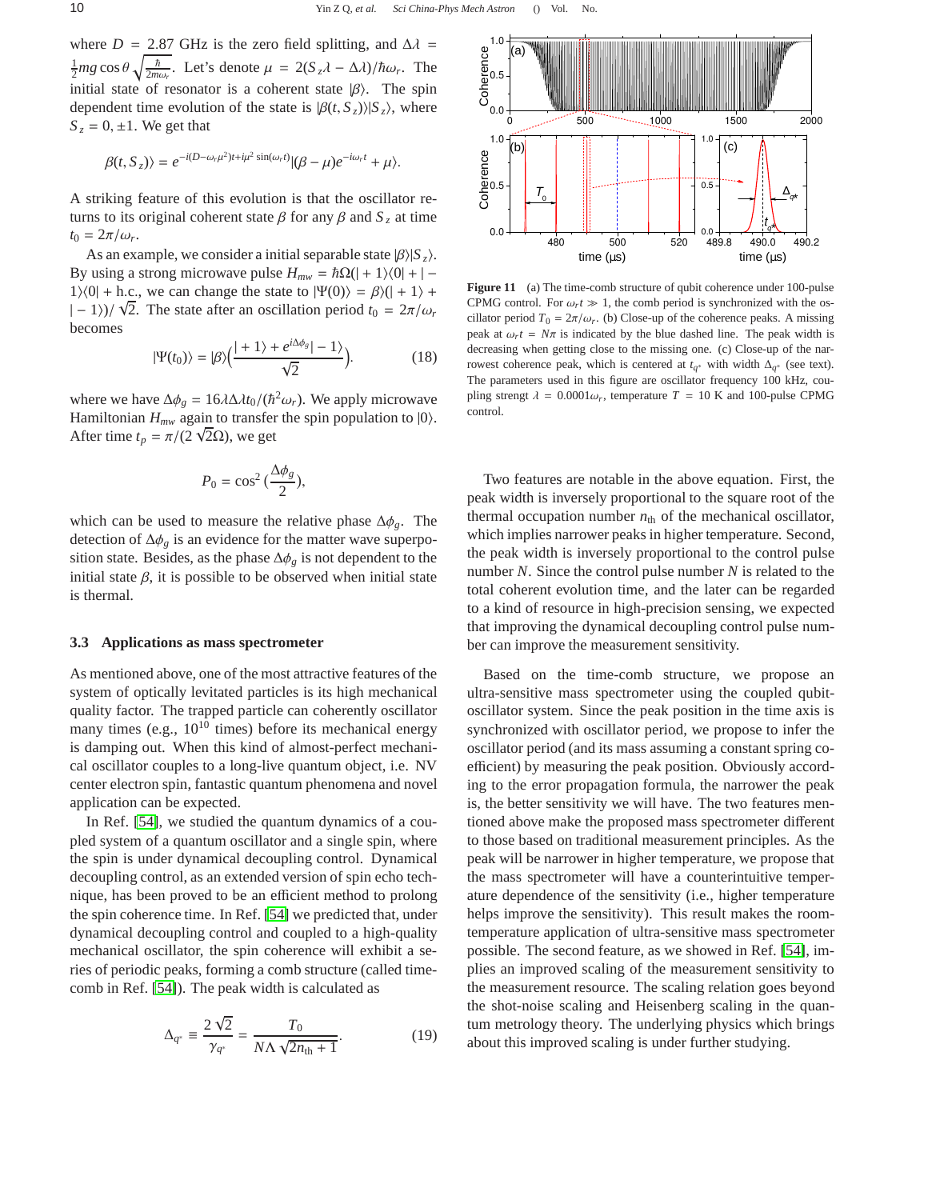where $D = 2.87$ GHz is the zero field splitting, and $\Delta\lambda = \frac{1}{2}mg\cos\theta\sqrt{\frac{\hbar}{2m\omega_r}}$. Let's denote $\mu = 2(S_z\lambda - \Delta\lambda)/\hbar\omega_r$. The initial state of resonator is a coherent state $|\beta\rangle$. The spin dependent time evolution of the state is $|\beta(t, S_z)\rangle|S_z\rangle$, where $S_z = 0, \pm 1$. We get that

$$\beta(t, S_z)\rangle = e^{-i(D-\omega_r\mu^2)t + i\mu^2\sin(\omega_r t)}|(\beta - \mu)e^{-i\omega_r t} + \mu\rangle.$$

A striking feature of this evolution is that the oscillator returns to its original coherent state $\beta$ for any $\beta$ and $S_z$ at time $t_0 = 2\pi/\omega_r$.

As an example, we consider a initial separable state $|\beta\rangle|S_z\rangle$. By using a strong microwave pulse $H_{mw} = \hbar\Omega(|+1\rangle\langle 0| + |-1\rangle\langle 0| + \text{h.c.}$, we can change the state to $|\Psi(0)\rangle = \beta\rangle(|+1\rangle + |-1\rangle)/\sqrt{2}$. The state after an oscillation period $t_0 = 2\pi/\omega_r$ becomes

$$|\Psi(t_0)\rangle = |\beta\rangle\Big(\frac{|+1\rangle + e^{i\Delta\phi_g}|-1\rangle}{\sqrt{2}}\Big). \tag{18}$$

where we have $\Delta\phi_g = 16\lambda\Delta\lambda t_0/(\hbar^2\omega_r)$. We apply microwave Hamiltonian $H_{mw}$ again to transfer the spin population to $|0\rangle$. After time $t_p = \pi/(2\sqrt{2}\Omega)$, we get

$$P_0 = \cos^2(\frac{\Delta\phi_g}{2}),$$

which can be used to measure the relative phase $\Delta\phi_g$. The detection of $\Delta\phi_g$ is an evidence for the matter wave superposition state. Besides, as the phase $\Delta\phi_g$ is not dependent to the initial state $\beta$, it is possible to be observed when initial state is thermal.

### 3.3 Applications as mass spectrometer

As mentioned above, one of the most attractive features of the system of optically levitated particles is its high mechanical quality factor. The trapped particle can coherently oscillator many times (e.g., $10^{10}$ times) before its mechanical energy is damping out. When this kind of almost-perfect mechanical oscillator couples to a long-live quantum object, i.e. NV center electron spin, fantastic quantum phenomena and novel application can be expected.

In Ref. [54], we studied the quantum dynamics of a coupled system of a quantum oscillator and a single spin, where the spin is under dynamical decoupling control. Dynamical decoupling control, as an extended version of spin echo technique, has been proved to be an efficient method to prolong the spin coherence time. In Ref. [54] we predicted that, under dynamical decoupling control and coupled to a high-quality mechanical oscillator, the spin coherence will exhibit a series of periodic peaks, forming a comb structure (called time-comb in Ref. [54]). The peak width is calculated as

$$\Delta_{q^*} \equiv \frac{2\sqrt{2}}{\gamma_{q^*}} = \frac{T_0}{N\Lambda\sqrt{2n_{\text{th}}+1}}. \tag{19}$$

**Figure 11** (a) The time-comb structure of qubit coherence under 100-pulse CPMG control. For $\omega_r t \gg 1$, the comb period is synchronized with the oscillator period $T_0 = 2\pi/\omega_r$. (b) Close-up of the coherence peaks. A missing peak at $\omega_r t = N\pi$ is indicated by the blue dashed line. The peak width is decreasing when getting close to the missing one. (c) Close-up of the narrowest coherence peak, which is centered at $t_{q^*}$ with width $\Delta_{q^*}$ (see text). The parameters used in this figure are oscillator frequency 100 kHz, coupling strengt $\lambda = 0.0001\omega_r$, temperature $T = 10$ K and 100-pulse CPMG control.

Two features are notable in the above equation. First, the peak width is inversely proportional to the square root of the thermal occupation number $n_{\text{th}}$ of the mechanical oscillator, which implies narrower peaks in higher temperature. Second, the peak width is inversely proportional to the control pulse number $N$. Since the control pulse number $N$ is related to the total coherent evolution time, and the later can be regarded to a kind of resource in high-precision sensing, we expected that improving the dynamical decoupling control pulse number can improve the measurement sensitivity.

Based on the time-comb structure, we propose an ultra-sensitive mass spectrometer using the coupled qubit-oscillator system. Since the peak position in the time axis is synchronized with oscillator period, we propose to infer the oscillator period (and its mass assuming a constant spring coefficient) by measuring the peak position. Obviously according to the error propagation formula, the narrower the peak is, the better sensitivity we will have. The two features mentioned above make the proposed mass spectrometer different to those based on traditional measurement principles. As the peak will be narrower in higher temperature, we propose that the mass spectrometer will have a counterintuitive temperature dependence of the sensitivity (i.e., higher temperature helps improve the sensitivity). This result makes the room-temperature application of ultra-sensitive mass spectrometer possible. The second feature, as we showed in Ref. [54], implies an improved scaling of the measurement sensitivity to the measurement resource. The scaling relation goes beyond the shot-noise scaling and Heisenberg scaling in the quantum metrology theory. The underlying physics which brings about this improved scaling is under further studying.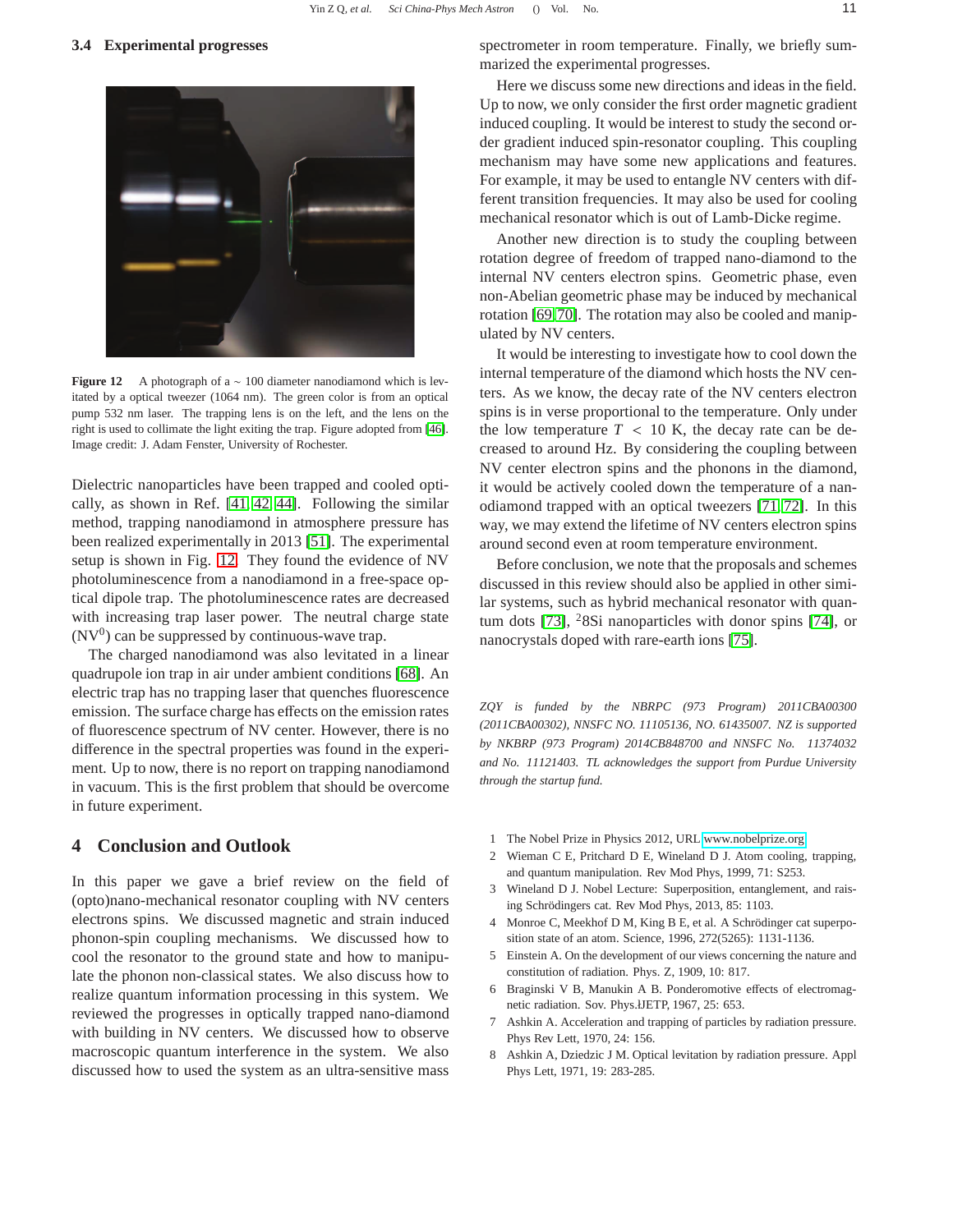### 3.4 Experimental progresses

**Figure 12** A photograph of a ~ 100 diameter nanodiamond which is levitated by a optical tweezer (1064 nm). The green color is from an optical pump 532 nm laser. The trapping lens is on the left, and the lens on the right is used to collimate the light exiting the trap. Figure adopted from [46]. Image credit: J. Adam Fenster, University of Rochester.

Dielectric nanoparticles have been trapped and cooled optically, as shown in Ref. [41, 42, 44]. Following the similar method, trapping nanodiamond in atmosphere pressure has been realized experimentally in 2013 [51]. The experimental setup is shown in Fig. 12. They found the evidence of NV photoluminescence from a nanodiamond in a free-space optical dipole trap. The photoluminescence rates are decreased with increasing trap laser power. The neutral charge state ($NV^0$) can be suppressed by continuous-wave trap.

The charged nanodiamond was also levitated in a linear quadrupole ion trap in air under ambient conditions [68]. An electric trap has no trapping laser that quenches fluorescence emission. The surface charge has effects on the emission rates of fluorescence spectrum of NV center. However, there is no difference in the spectral properties was found in the experiment. Up to now, there is no report on trapping nanodiamond in vacuum. This is the first problem that should be overcome in future experiment.

## 4 Conclusion and Outlook

In this paper we gave a brief review on the field of (opto)nano-mechanical resonator coupling with NV centers electrons spins. We discussed magnetic and strain induced phonon-spin coupling mechanisms. We discussed how to cool the resonator to the ground state and how to manipulate the phonon non-classical states. We also discuss how to realize quantum information processing in this system. We reviewed the progresses in optically trapped nano-diamond with building in NV centers. We discussed how to observe macroscopic quantum interference in the system. We also discussed how to used the system as an ultra-sensitive mass spectrometer in room temperature. Finally, we briefly summarized the experimental progresses.

Here we discuss some new directions and ideas in the field. Up to now, we only consider the first order magnetic gradient induced coupling. It would be interest to study the second order gradient induced spin-resonator coupling. This coupling mechanism may have some new applications and features. For example, it may be used to entangle NV centers with different transition frequencies. It may also be used for cooling mechanical resonator which is out of Lamb-Dicke regime.

Another new direction is to study the coupling between rotation degree of freedom of trapped nano-diamond to the internal NV centers electron spins. Geometric phase, even non-Abelian geometric phase may be induced by mechanical rotation [69, 70]. The rotation may also be cooled and manipulated by NV centers.

It would be interesting to investigate how to cool down the internal temperature of the diamond which hosts the NV centers. As we know, the decay rate of the NV centers electron spins is in verse proportional to the temperature. Only under the low temperature $T < 10$ K, the decay rate can be decreased to around Hz. By considering the coupling between NV center electron spins and the phonons in the diamond, it would be actively cooled down the temperature of a nanodiamond trapped with an optical tweezers [71, 72]. In this way, we may extend the lifetime of NV centers electron spins around second even at room temperature environment.

Before conclusion, we note that the proposals and schemes discussed in this review should also be applied in other similar systems, such as hybrid mechanical resonator with quantum dots [73], $^{2}$8Si nanoparticles with donor spins [74], or nanocrystals doped with rare-earth ions [75].

*ZQY is funded by the NBRPC (973 Program) 2011CBA00300 (2011CBA00302), NNSFC NO. 11105136, NO. 61435007. NZ is supported by NKBRP (973 Program) 2014CB848700 and NNSFC No. 11374032 and No. 11121403. TL acknowledges the support from Purdue University through the startup fund.*

1. The Nobel Prize in Physics 2012, URL www.nobelprize.org
2. Wieman C E, Pritchard D E, Wineland D J. Atom cooling, trapping, and quantum manipulation. Rev Mod Phys, 1999, 71: S253.
3. Wineland D J. Nobel Lecture: Superposition, entanglement, and raising Schrödingers cat. Rev Mod Phys, 2013, 85: 1103.
4. Monroe C, Meekhof D M, King B E, et al. A Schrödinger cat superposition state of an atom. Science, 1996, 272(5265): 1131-1136.
5. Einstein A. On the development of our views concerning the nature and constitution of radiation. Phys. Z, 1909, 10: 817.
6. Braginski V B, Manukin A B. Ponderomotive effects of electromagnetic radiation. Sov. Phys.ĲETP, 1967, 25: 653.
7. Ashkin A. Acceleration and trapping of particles by radiation pressure. Phys Rev Lett, 1970, 24: 156.
8. Ashkin A, Dziedzic J M. Optical levitation by radiation pressure. Appl Phys Lett, 1971, 19: 283-285.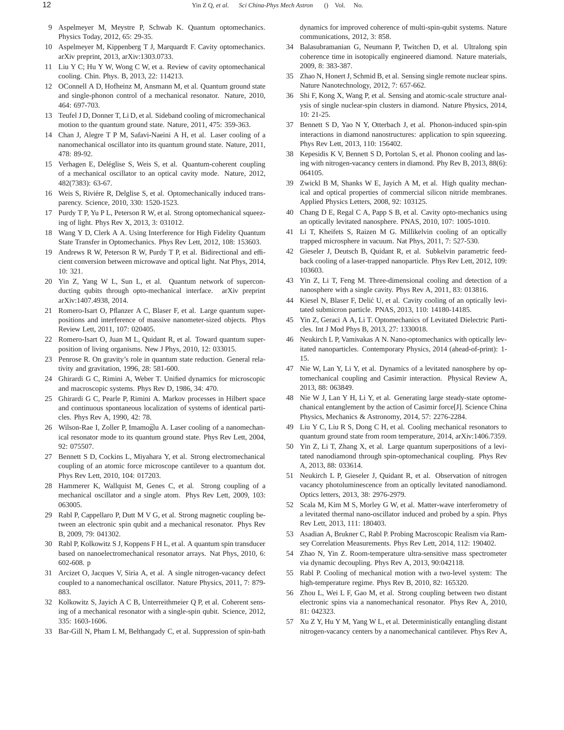9 Aspelmeyer M, Meystre P, Schwab K. Quantum optomechanics. Physics Today, 2012, 65: 29-35.

10 Aspelmeyer M, Kippenberg T J, Marquardt F. Cavity optomechanics. arXiv preprint, 2013, arXiv:1303.0733.

11 Liu Y C; Hu Y W, Wong C W, et a. Review of cavity optomechanical cooling. Chin. Phys. B, 2013, 22: 114213.

12 OConnell A D, Hofheinz M, Ansmann M, et al. Quantum ground state and single-phonon control of a mechanical resonator. Nature, 2010, 464: 697-703.

13 Teufel J D, Donner T, Li D, et al. Sideband cooling of micromechanical motion to the quantum ground state. Nature, 2011, 475: 359-363.

14 Chan J, Alegre T P M, Safavi-Naeini A H, et al. Laser cooling of a nanomechanical oscillator into its quantum ground state. Nature, 2011, 478: 89-92.

15 Verhagen E, Deléglise S, Weis S, et al. Quantum-coherent coupling of a mechanical oscillator to an optical cavity mode. Nature, 2012, 482(7383): 63-67.

16 Weis S, Riviére R, Delglise S, et al. Optomechanically induced transparency. Science, 2010, 330: 1520-1523.

17 Purdy T P, Yu P L, Peterson R W, et al. Strong optomechanical squeezing of light. Phys Rev X, 2013, 3: 031012.

18 Wang Y D, Clerk A A. Using Interference for High Fidelity Quantum State Transfer in Optomechanics. Phys Rev Lett, 2012, 108: 153603.

19 Andrews R W, Peterson R W, Purdy T P, et al. Bidirectional and efficient conversion between microwave and optical light. Nat Phys, 2014, 10: 321.

20 Yin Z, Yang W L, Sun L, et al. Quantum network of superconducting qubits through opto-mechanical interface. arXiv preprint arXiv:1407.4938, 2014.

21 Romero-Isart O, Pflanzer A C, Blaser F, et al. Large quantum superpositions and interference of massive nanometer-sized objects. Phys Review Lett, 2011, 107: 020405.

22 Romero-Isart O, Juan M L, Quidant R, et al. Toward quantum superposition of living organisms. New J Phys, 2010, 12: 033015.

23 Penrose R. On gravity's role in quantum state reduction. General relativity and gravitation, 1996, 28: 581-600.

24 Ghirardi G C, Rimini A, Weber T. Unified dynamics for microscopic and macroscopic systems. Phys Rev D, 1986, 34: 470.

25 Ghirardi G C, Pearle P, Rimini A. Markov processes in Hilbert space and continuous spontaneous localization of systems of identical particles. Phys Rev A, 1990, 42: 78.

26 Wilson-Rae I, Zoller P, Imamoḡlu A. Laser cooling of a nanomechanical resonator mode to its quantum ground state. Phys Rev Lett, 2004, 92: 075507.

27 Bennett S D, Cockins L, Miyahara Y, et al. Strong electromechanical coupling of an atomic force microscope cantilever to a quantum dot. Phys Rev Lett, 2010, 104: 017203.

28 Hammerer K, Wallquist M, Genes C, et al. Strong coupling of a mechanical oscillator and a single atom. Phys Rev Lett, 2009, 103: 063005.

29 Rabl P, Cappellaro P, Dutt M V G, et al. Strong magnetic coupling between an electronic spin qubit and a mechanical resonator. Phys Rev B, 2009, 79: 041302.

30 Rabl P, Kolkowitz S J, Koppens F H L, et al. A quantum spin transducer based on nanoelectromechanical resonator arrays. Nat Phys, 2010, 6: 602-608. p

31 Arcizet O, Jacques V, Siria A, et al. A single nitrogen-vacancy defect coupled to a nanomechanical oscillator. Nature Physics, 2011, 7: 879-883.

32 Kolkowitz S, Jayich A C B, Unterreithmeier Q P, et al. Coherent sensing of a mechanical resonator with a single-spin qubit. Science, 2012, 335: 1603-1606.

33 Bar-Gill N, Pham L M, Belthangady C, et al. Suppression of spin-bath dynamics for improved coherence of multi-spin-qubit systems. Nature communications, 2012, 3: 858.

34 Balasubramanian G, Neumann P, Twitchen D, et al. Ultralong spin coherence time in isotopically engineered diamond. Nature materials, 2009, 8: 383-387.

35 Zhao N, Honert J, Schmid B, et al. Sensing single remote nuclear spins. Nature Nanotechnology, 2012, 7: 657-662.

36 Shi F, Kong X, Wang P, et al. Sensing and atomic-scale structure analysis of single nuclear-spin clusters in diamond. Nature Physics, 2014, 10: 21-25.

37 Bennett S D, Yao N Y, Otterbach J, et al. Phonon-induced spin-spin interactions in diamond nanostructures: application to spin squeezing. Phys Rev Lett, 2013, 110: 156402.

38 Kepesidis K V, Bennett S D, Portolan S, et al. Phonon cooling and lasing with nitrogen-vacancy centers in diamond. Phy Rev B, 2013, 88(6): 064105.

39 Zwickl B M, Shanks W E, Jayich A M, et al. High quality mechanical and optical properties of commercial silicon nitride membranes. Applied Physics Letters, 2008, 92: 103125.

40 Chang D E, Regal C A, Papp S B, et al. Cavity opto-mechanics using an optically levitated nanosphere. PNAS, 2010, 107: 1005-1010.

41 Li T, Kheifets S, Raizen M G. Millikelvin cooling of an optically trapped microsphere in vacuum. Nat Phys, 2011, 7: 527-530.

42 Gieseler J, Deutsch B, Quidant R, et al. Subkelvin parametric feedback cooling of a laser-trapped nanoparticle. Phys Rev Lett, 2012, 109: 103603.

43 Yin Z, Li T, Feng M. Three-dimensional cooling and detection of a nanosphere with a single cavity. Phys Rev A, 2011, 83: 013816.

44 Kiesel N, Blaser F, Delić U, et al. Cavity cooling of an optically levitated submicron particle. PNAS, 2013, 110: 14180-14185.

45 Yin Z, Geraci A A, Li T. Optomechanics of Levitated Dielectric Particles. Int J Mod Phys B, 2013, 27: 1330018.

46 Neukirch L P, Vamivakas A N. Nano-optomechanics with optically levitated nanoparticles. Contemporary Physics, 2014 (ahead-of-print): 1-15.

47 Nie W, Lan Y, Li Y, et al. Dynamics of a levitated nanosphere by optomechanical coupling and Casimir interaction. Physical Review A, 2013, 88: 063849.

48 Nie W J, Lan Y H, Li Y, et al. Generating large steady-state optomechanical entanglement by the action of Casimir force[J]. Science China Physics, Mechanics & Astronomy, 2014, 57: 2276-2284.

49 Liu Y C, Liu R S, Dong C H, et al. Cooling mechanical resonators to quantum ground state from room temperature, 2014, arXiv:1406.7359.

50 Yin Z, Li T, Zhang X, et al. Large quantum superpositions of a levitated nanodiamond through spin-optomechanical coupling. Phys Rev A, 2013, 88: 033614.

51 Neukirch L P, Gieseler J, Quidant R, et al. Observation of nitrogen vacancy photoluminescence from an optically levitated nanodiamond. Optics letters, 2013, 38: 2976-2979.

52 Scala M, Kim M S, Morley G W, et al. Matter-wave interferometry of a levitated thermal nano-oscillator induced and probed by a spin. Phys Rev Lett, 2013, 111: 180403.

53 Asadian A, Brukner C, Rabl P. Probing Macroscopic Realism via Ramsey Correlation Measurements. Phys Rev Lett, 2014, 112: 190402.

54 Zhao N, Yin Z. Room-temperature ultra-sensitive mass spectrometer via dynamic decoupling. Phys Rev A, 2013, 90:042118.

55 Rabl P. Cooling of mechanical motion with a two-level system: The high-temperature regime. Phys Rev B, 2010, 82: 165320.

56 Zhou L, Wei L F, Gao M, et al. Strong coupling between two distant electronic spins via a nanomechanical resonator. Phys Rev A, 2010, 81: 042323.

57 Xu Z Y, Hu Y M, Yang W L, et al. Deterministically entangling distant nitrogen-vacancy centers by a nanomechanical cantilever. Phys Rev A,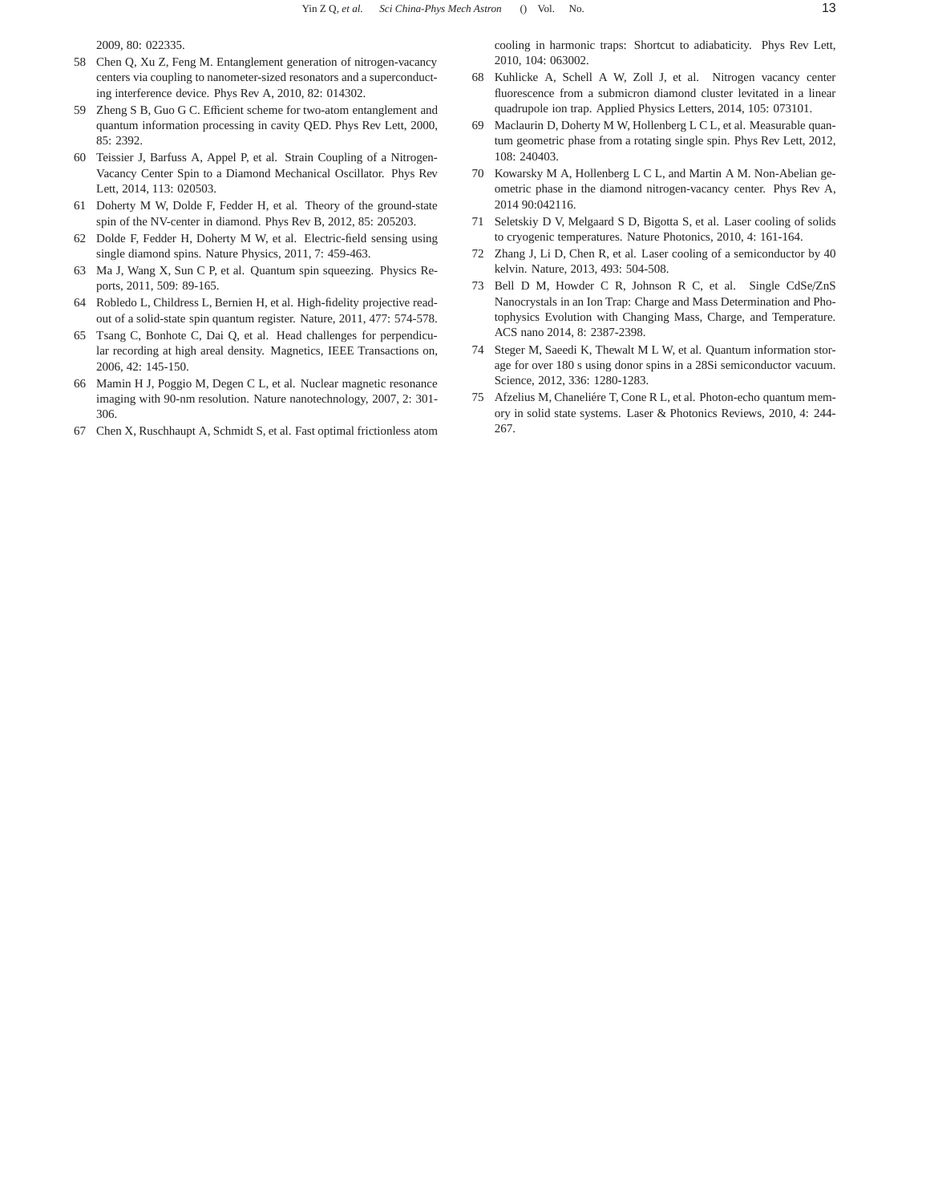2009, 80: 022335.

58 Chen Q, Xu Z, Feng M. Entanglement generation of nitrogen-vacancy centers via coupling to nanometer-sized resonators and a superconducting interference device. Phys Rev A, 2010, 82: 014302.

59 Zheng S B, Guo G C. Efficient scheme for two-atom entanglement and quantum information processing in cavity QED. Phys Rev Lett, 2000, 85: 2392.

60 Teissier J, Barfuss A, Appel P, et al. Strain Coupling of a Nitrogen-Vacancy Center Spin to a Diamond Mechanical Oscillator. Phys Rev Lett, 2014, 113: 020503.

61 Doherty M W, Dolde F, Fedder H, et al. Theory of the ground-state spin of the NV-center in diamond. Phys Rev B, 2012, 85: 205203.

62 Dolde F, Fedder H, Doherty M W, et al. Electric-field sensing using single diamond spins. Nature Physics, 2011, 7: 459-463.

63 Ma J, Wang X, Sun C P, et al. Quantum spin squeezing. Physics Reports, 2011, 509: 89-165.

64 Robledo L, Childress L, Bernien H, et al. High-fidelity projective read-out of a solid-state spin quantum register. Nature, 2011, 477: 574-578.

65 Tsang C, Bonhote C, Dai Q, et al. Head challenges for perpendicular recording at high areal density. Magnetics, IEEE Transactions on, 2006, 42: 145-150.

66 Mamin H J, Poggio M, Degen C L, et al. Nuclear magnetic resonance imaging with 90-nm resolution. Nature nanotechnology, 2007, 2: 301-306.

67 Chen X, Ruschhaupt A, Schmidt S, et al. Fast optimal frictionless atom cooling in harmonic traps: Shortcut to adiabaticity. Phys Rev Lett, 2010, 104: 063002.

68 Kuhlicke A, Schell A W, Zoll J, et al. Nitrogen vacancy center fluorescence from a submicron diamond cluster levitated in a linear quadrupole ion trap. Applied Physics Letters, 2014, 105: 073101.

69 Maclaurin D, Doherty M W, Hollenberg L C L, et al. Measurable quantum geometric phase from a rotating single spin. Phys Rev Lett, 2012, 108: 240403.

70 Kowarsky M A, Hollenberg L C L, and Martin A M. Non-Abelian geometric phase in the diamond nitrogen-vacancy center. Phys Rev A, 2014 90:042116.

71 Seletskiy D V, Melgaard S D, Bigotta S, et al. Laser cooling of solids to cryogenic temperatures. Nature Photonics, 2010, 4: 161-164.

72 Zhang J, Li D, Chen R, et al. Laser cooling of a semiconductor by 40 kelvin. Nature, 2013, 493: 504-508.

73 Bell D M, Howder C R, Johnson R C, et al. Single CdSe/ZnS Nanocrystals in an Ion Trap: Charge and Mass Determination and Photophysics Evolution with Changing Mass, Charge, and Temperature. ACS nano 2014, 8: 2387-2398.

74 Steger M, Saeedi K, Thewalt M L W, et al. Quantum information storage for over 180 s using donor spins in a 28Si semiconductor vacuum. Science, 2012, 336: 1280-1283.

75 Afzelius M, Chaneliére T, Cone R L, et al. Photon-echo quantum memory in solid state systems. Laser & Photonics Reviews, 2010, 4: 244-267.